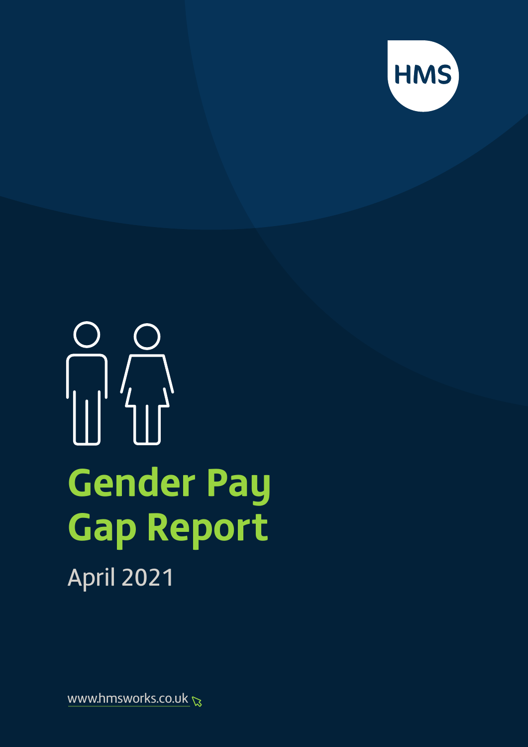HMS

# Gender Pay Gap Report

April 2021

www.hmsworks.co.uk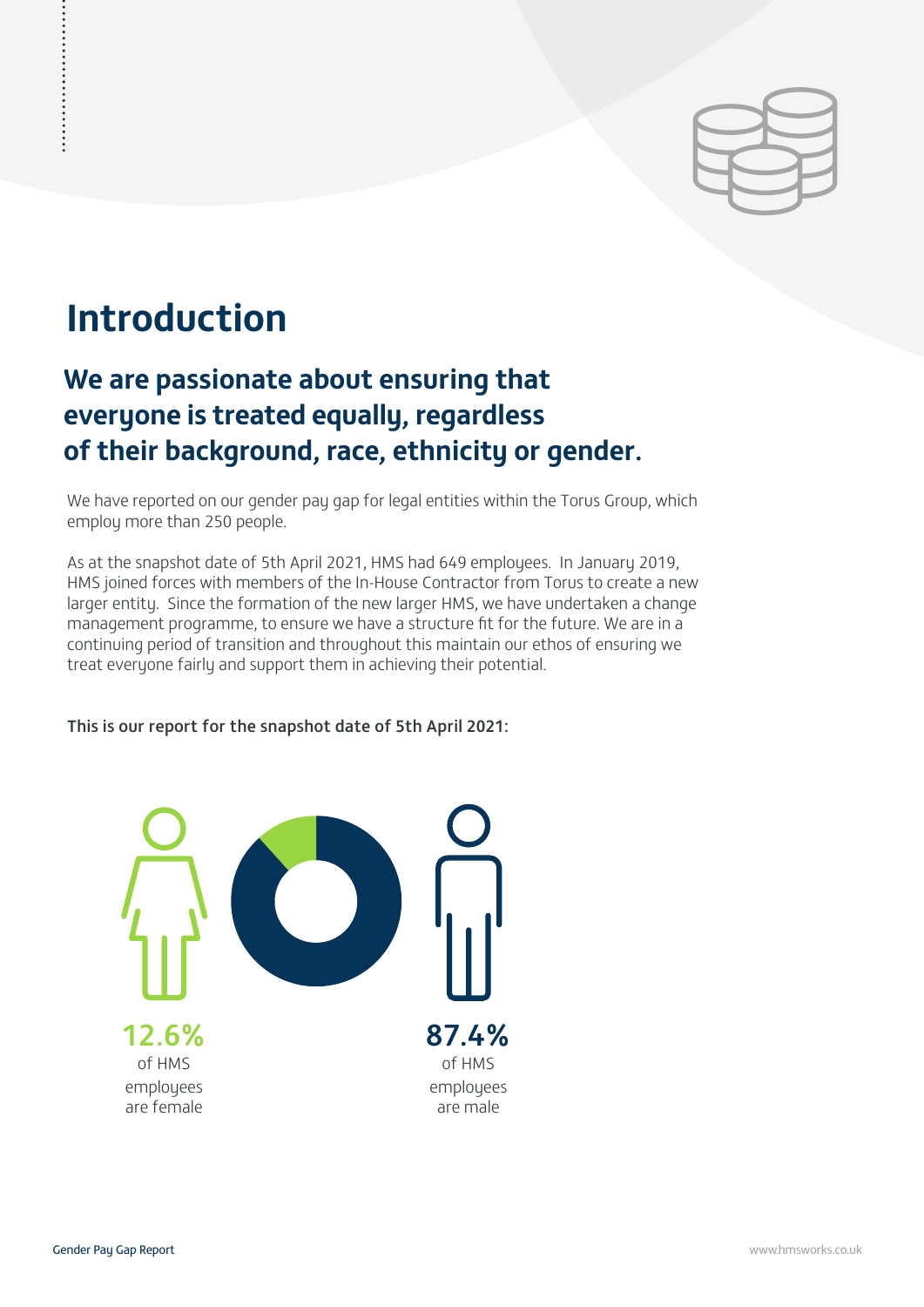# Introduction

## We are passionate about ensuring that everyone is treated equally, regardless of their background, race, ethnicity or gender.

We have reported on our gender pay gap for legal entities within the Torus Group, which employ more than 250 people.

As at the snapshot date of 5th April 2021, HMS had 649 employees. In January 2019, HMS joined forces with members of the In-House Contractor from Torus to create a new larger entity. Since the formation of the new larger HMS, we have undertaken a change management programme, to ensure we have a structure fit for the future. We are in a continuing period of transition and throughout this maintain our ethos of ensuring we treat everyone fairly and support them in achieving their potential.

**This is our report for the snapshot date of 5th April 2021:**

**12.6%** of HMS employees are female

**87.4%** of HMS employees are male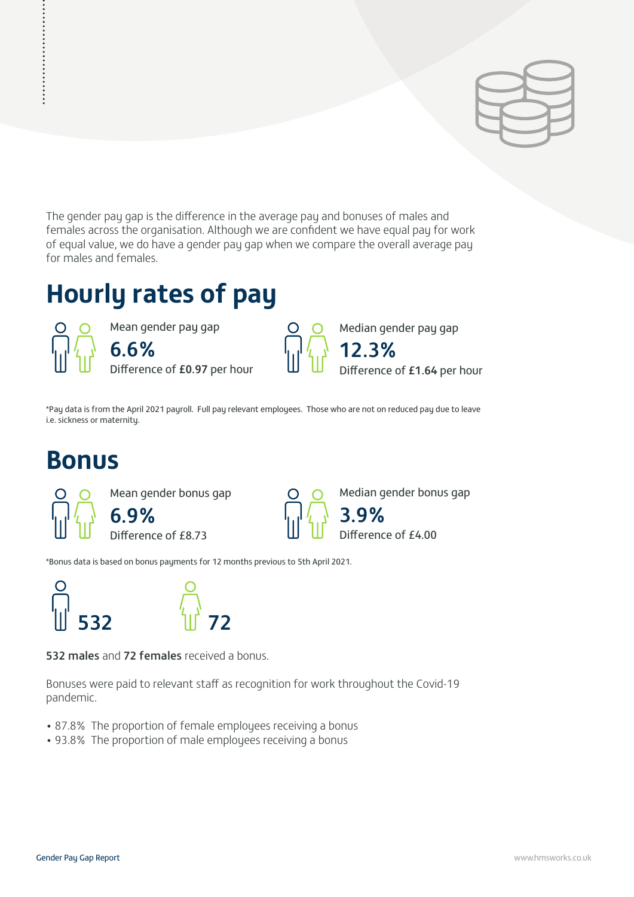The gender pay gap is the difference in the average pay and bonuses of males and females across the organisation. Although we are confident we have equal pay for work of equal value, we do have a gender pay gap when we compare the overall average pay for males and females.

# Hourly rates of pay

Mean gender pay gap

**6.6%**

Difference of **£0.97** per hour

Median gender pay gap

**12.3%**

Difference of **£1.64** per hour

*Pay data is from the April 2021 payroll. Full pay relevant employees. Those who are not on reduced pay due to leave i.e. sickness or maternity.

# Bonus

Mean gender bonus gap

**6.9%**

Difference of £8.73

Median gender bonus gap

**3.9%**

Difference of £4.00

*Bonus data is based on bonus payments for 12 months previous to 5th April 2021.

**532** **72**

**532 males** and **72 females** received a bonus.

Bonuses were paid to relevant staff as recognition for work throughout the Covid-19 pandemic.

- 87.8% The proportion of female employees receiving a bonus
- 93.8% The proportion of male employees receiving a bonus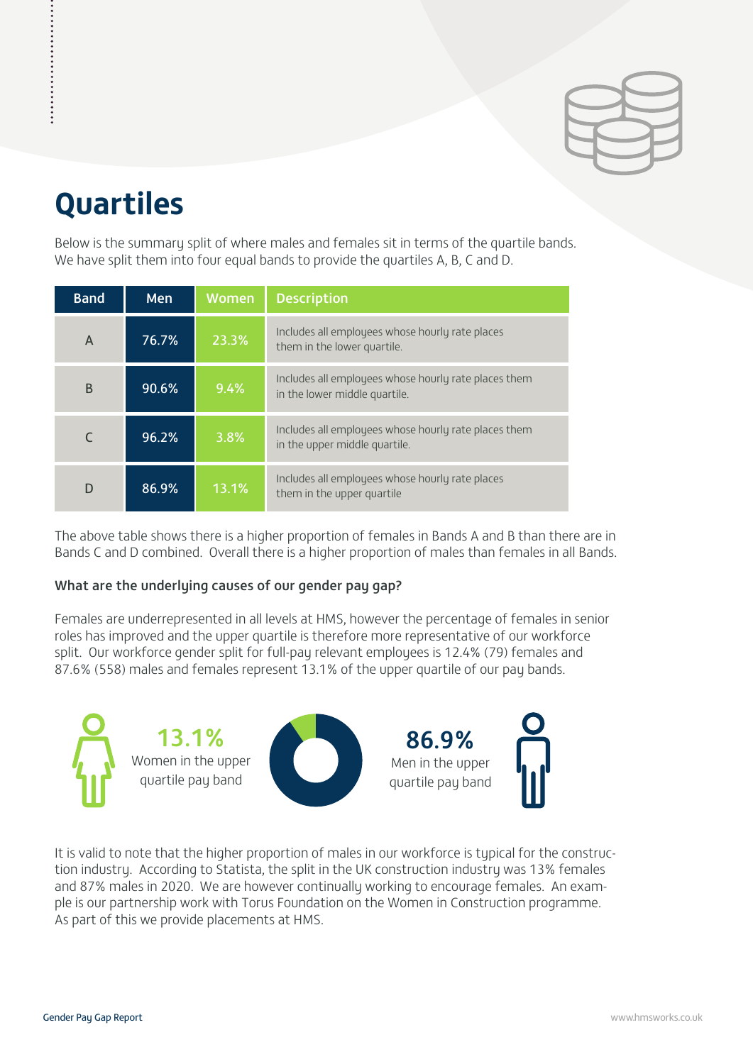# Quartiles

Below is the summary split of where males and females sit in terms of the quartile bands. We have split them into four equal bands to provide the quartiles A, B, C and D.

| Band | Men | Women | Description |
|---|---|---|---|
| A | 76.7% | 23.3% | Includes all employees whose hourly rate places them in the lower quartile. |
| B | 90.6% | 9.4% | Includes all employees whose hourly rate places them in the lower middle quartile. |
| C | 96.2% | 3.8% | Includes all employees whose hourly rate places them in the upper middle quartile. |
| D | 86.9% | 13.1% | Includes all employees whose hourly rate places them in the upper quartile |

The above table shows there is a higher proportion of females in Bands A and B than there are in Bands C and D combined. Overall there is a higher proportion of males than females in all Bands.

**What are the underlying causes of our gender pay gap?**

Females are underrepresented in all levels at HMS, however the percentage of females in senior roles has improved and the upper quartile is therefore more representative of our workforce split. Our workforce gender split for full-pay relevant employees is 12.4% (79) females and 87.6% (558) males and females represent 13.1% of the upper quartile of our pay bands.

**13.1%**
Women in the upper quartile pay band

**86.9%**
Men in the upper quartile pay band

It is valid to note that the higher proportion of males in our workforce is typical for the construction industry. According to Statista, the split in the UK construction industry was 13% females and 87% males in 2020. We are however continually working to encourage females. An example is our partnership work with Torus Foundation on the Women in Construction programme. As part of this we provide placements at HMS.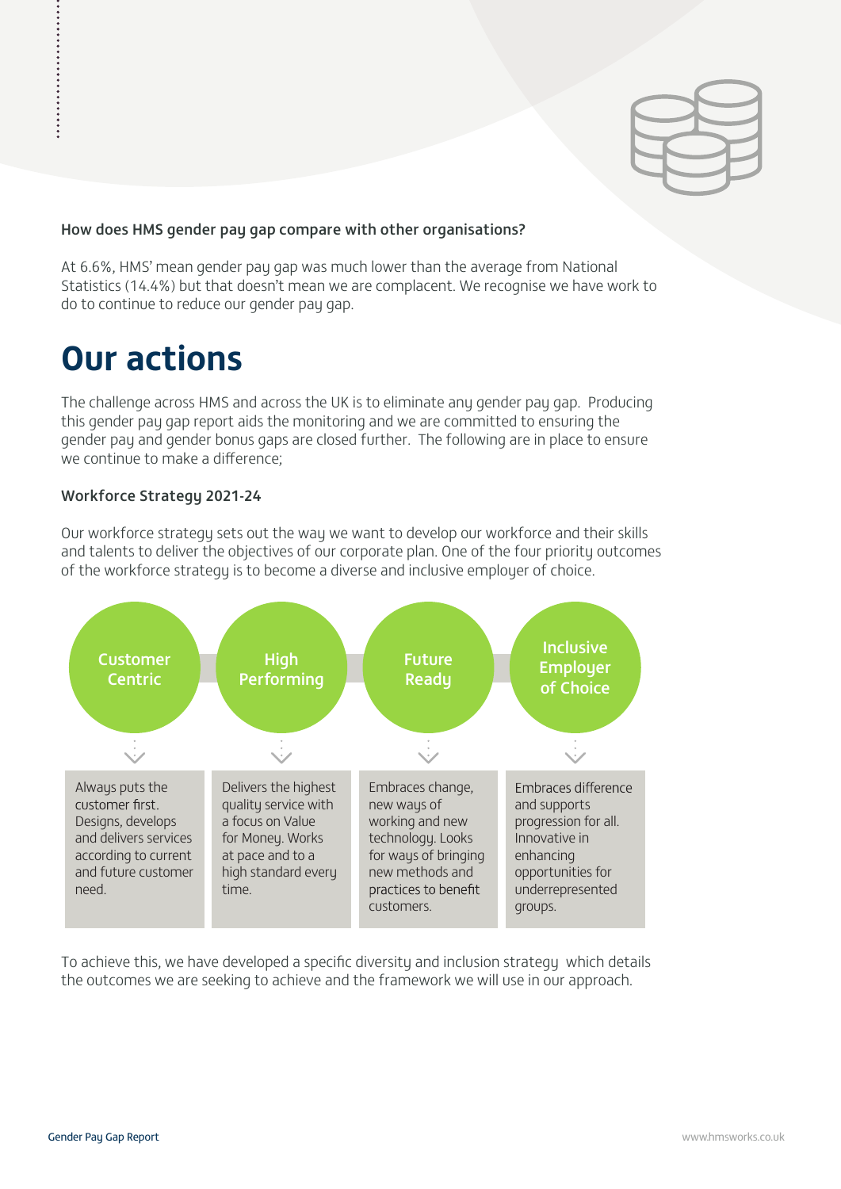### How does HMS gender pay gap compare with other organisations?

At 6.6%, HMS' mean gender pay gap was much lower than the average from National Statistics (14.4%) but that doesn't mean we are complacent. We recognise we have work to do to continue to reduce our gender pay gap.

# Our actions

The challenge across HMS and across the UK is to eliminate any gender pay gap. Producing this gender pay gap report aids the monitoring and we are committed to ensuring the gender pay and gender bonus gaps are closed further. The following are in place to ensure we continue to make a difference;

### Workforce Strategy 2021-24

Our workforce strategy sets out the way we want to develop our workforce and their skills and talents to deliver the objectives of our corporate plan. One of the four priority outcomes of the workforce strategy is to become a diverse and inclusive employer of choice.

| Customer Centric | High Performing | Future Ready | Inclusive Employer of Choice |
|---|---|---|---|
| Always puts the customer first. Designs, develops and delivers services according to current and future customer need. | Delivers the highest quality service with a focus on Value for Money. Works at pace and to a high standard every time. | Embraces change, new ways of working and new technology. Looks for ways of bringing new methods and practices to benefit customers. | Embraces difference and supports progression for all. Innovative in enhancing opportunities for underrepresented groups. |

To achieve this, we have developed a specific diversity and inclusion strategy which details the outcomes we are seeking to achieve and the framework we will use in our approach.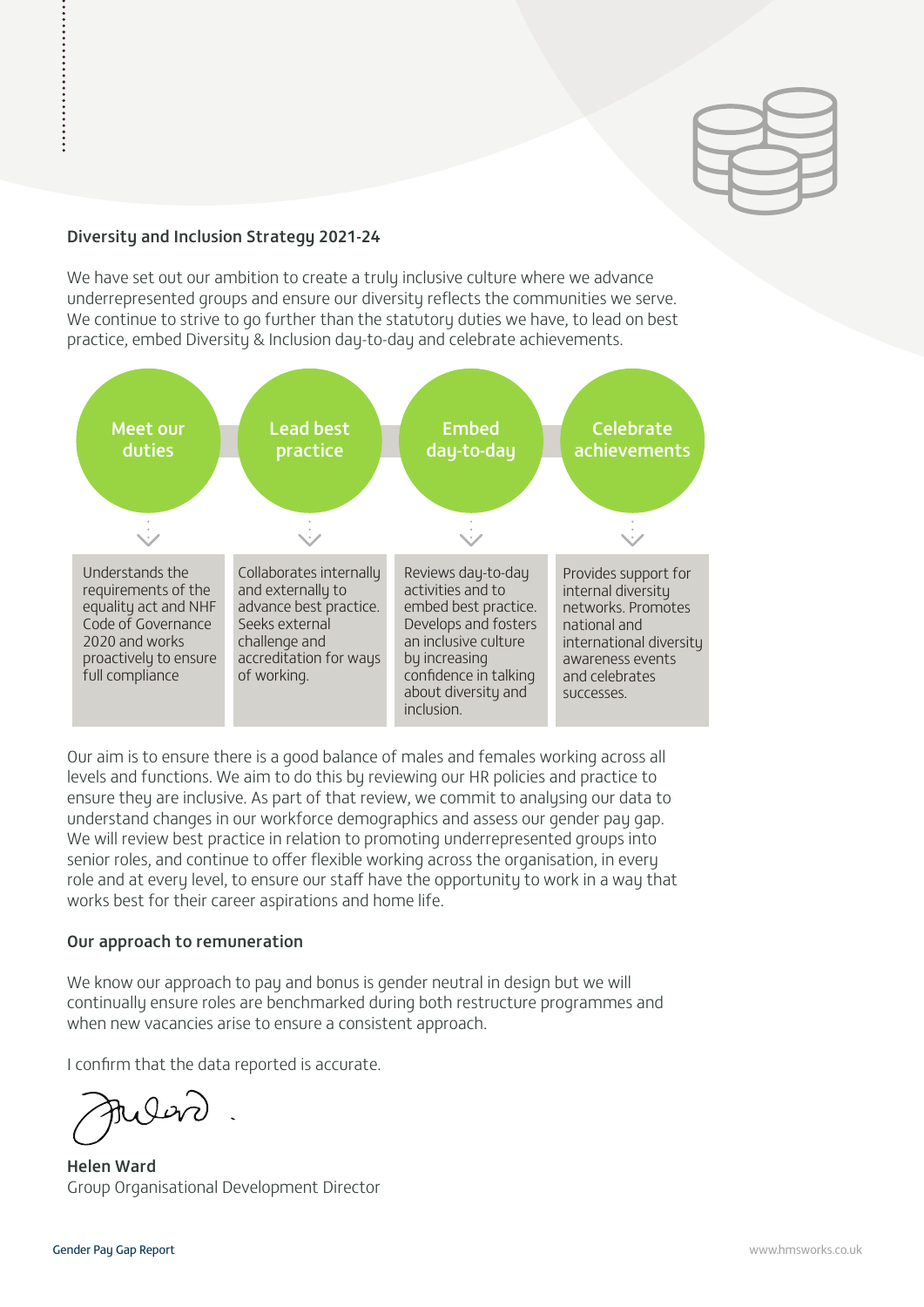## Diversity and Inclusion Strategy 2021-24

We have set out our ambition to create a truly inclusive culture where we advance underrepresented groups and ensure our diversity reflects the communities we serve. We continue to strive to go further than the statutory duties we have, to lead on best practice, embed Diversity & Inclusion day-to-day and celebrate achievements.

| Meet our duties | Lead best practice | Embed day-to-day | Celebrate achievements |
| --- | --- | --- | --- |
| Understands the requirements of the equality act and NHF Code of Governance 2020 and works proactively to ensure full compliance | Collaborates internally and externally to advance best practice. Seeks external challenge and accreditation for ways of working. | Reviews day-to-day activities and to embed best practice. Develops and fosters an inclusive culture by increasing confidence in talking about diversity and inclusion. | Provides support for internal diversity networks. Promotes national and international diversity awareness events and celebrates successes. |

Our aim is to ensure there is a good balance of males and females working across all levels and functions. We aim to do this by reviewing our HR policies and practice to ensure they are inclusive. As part of that review, we commit to analysing our data to understand changes in our workforce demographics and assess our gender pay gap. We will review best practice in relation to promoting underrepresented groups into senior roles, and continue to offer flexible working across the organisation, in every role and at every level, to ensure our staff have the opportunity to work in a way that works best for their career aspirations and home life.

## Our approach to remuneration

We know our approach to pay and bonus is gender neutral in design but we will continually ensure roles are benchmarked during both restructure programmes and when new vacancies arise to ensure a consistent approach.

I confirm that the data reported is accurate.

**Helen Ward**
Group Organisational Development Director